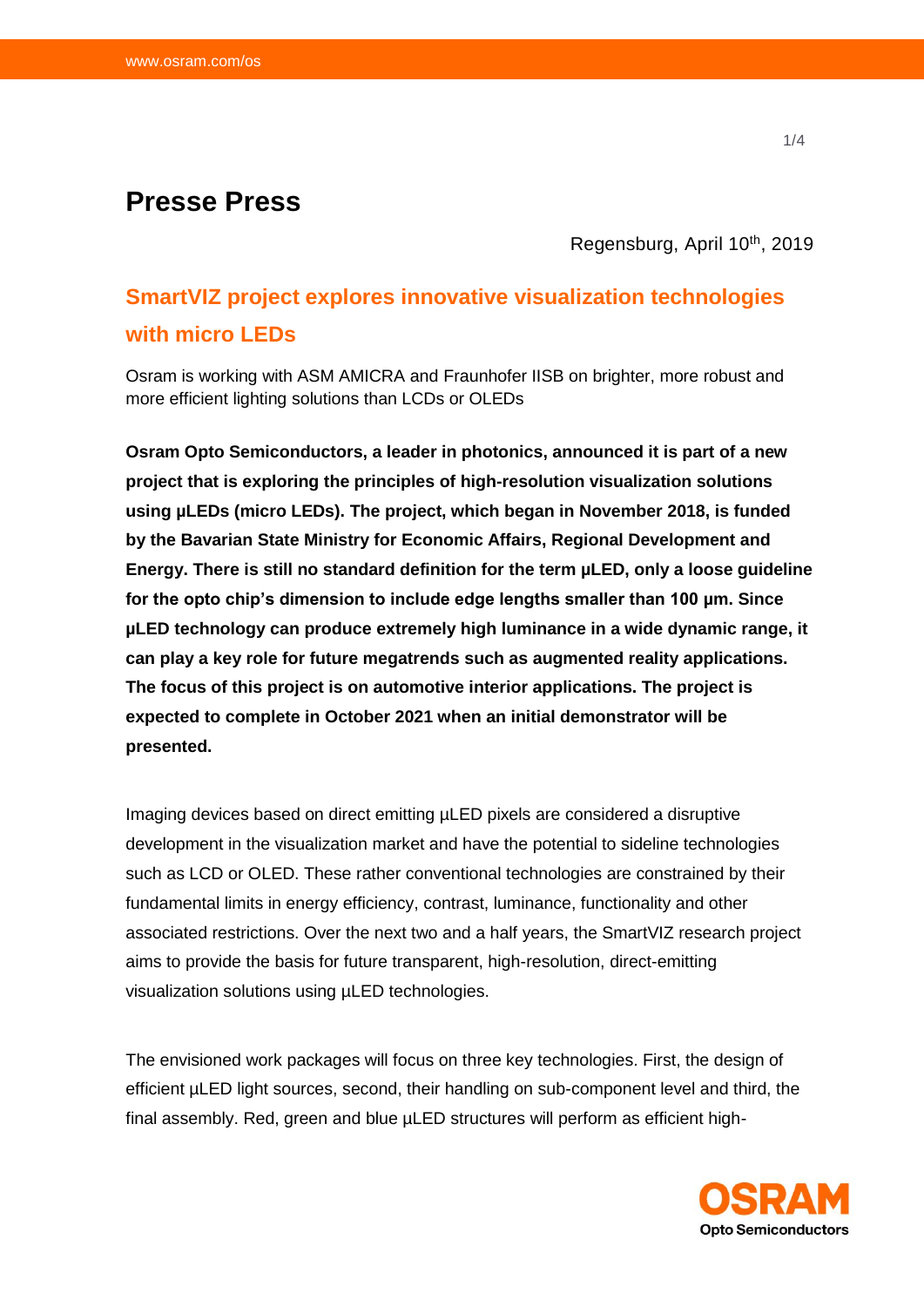# Presse Press

Regensburg, April 10th, 2019

## SmartVIZ project explores innovative visualization technologies with micro LEDs

Osram is working with ASM AMICRA and Fraunhofer IISB on brighter, more robust and more efficient lighting solutions than LCDs or OLEDs

**Osram Opto Semiconductors, a leader in photonics, announced it is part of a new project that is exploring the principles of high-resolution visualization solutions using µLEDs (micro LEDs). The project, which began in November 2018, is funded by the Bavarian State Ministry for Economic Affairs, Regional Development and Energy. There is still no standard definition for the term µLED, only a loose guideline for the opto chip's dimension to include edge lengths smaller than 100 µm. Since µLED technology can produce extremely high luminance in a wide dynamic range, it can play a key role for future megatrends such as augmented reality applications. The focus of this project is on automotive interior applications. The project is expected to complete in October 2021 when an initial demonstrator will be presented.**

Imaging devices based on direct emitting µLED pixels are considered a disruptive development in the visualization market and have the potential to sideline technologies such as LCD or OLED. These rather conventional technologies are constrained by their fundamental limits in energy efficiency, contrast, luminance, functionality and other associated restrictions. Over the next two and a half years, the SmartVIZ research project aims to provide the basis for future transparent, high-resolution, direct-emitting visualization solutions using µLED technologies.

The envisioned work packages will focus on three key technologies. First, the design of efficient µLED light sources, second, their handling on sub-component level and third, the final assembly. Red, green and blue µLED structures will perform as efficient high-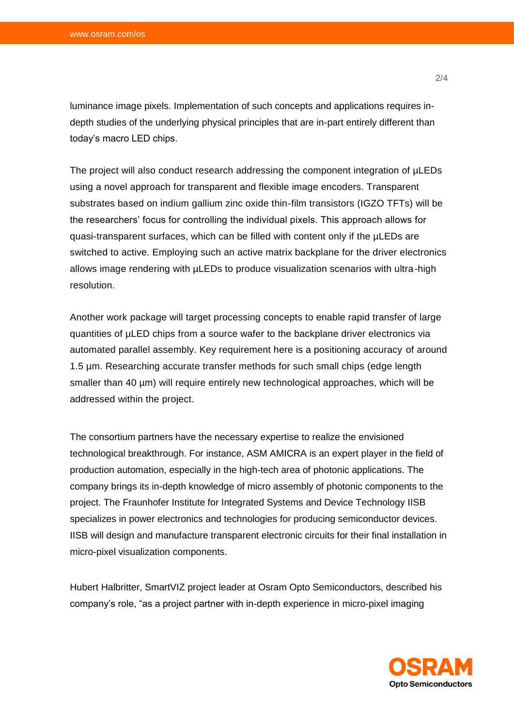luminance image pixels. Implementation of such concepts and applications requires in-depth studies of the underlying physical principles that are in-part entirely different than today's macro LED chips.

The project will also conduct research addressing the component integration of µLEDs using a novel approach for transparent and flexible image encoders. Transparent substrates based on indium gallium zinc oxide thin-film transistors (IGZO TFTs) will be the researchers' focus for controlling the individual pixels. This approach allows for quasi-transparent surfaces, which can be filled with content only if the µLEDs are switched to active. Employing such an active matrix backplane for the driver electronics allows image rendering with µLEDs to produce visualization scenarios with ultra-high resolution.

Another work package will target processing concepts to enable rapid transfer of large quantities of µLED chips from a source wafer to the backplane driver electronics via automated parallel assembly. Key requirement here is a positioning accuracy of around 1.5 µm. Researching accurate transfer methods for such small chips (edge length smaller than 40 µm) will require entirely new technological approaches, which will be addressed within the project.

The consortium partners have the necessary expertise to realize the envisioned technological breakthrough. For instance, ASM AMICRA is an expert player in the field of production automation, especially in the high-tech area of photonic applications. The company brings its in-depth knowledge of micro assembly of photonic components to the project. The Fraunhofer Institute for Integrated Systems and Device Technology IISB specializes in power electronics and technologies for producing semiconductor devices. IISB will design and manufacture transparent electronic circuits for their final installation in micro-pixel visualization components.

Hubert Halbritter, SmartVIZ project leader at Osram Opto Semiconductors, described his company's role, "as a project partner with in-depth experience in micro-pixel imaging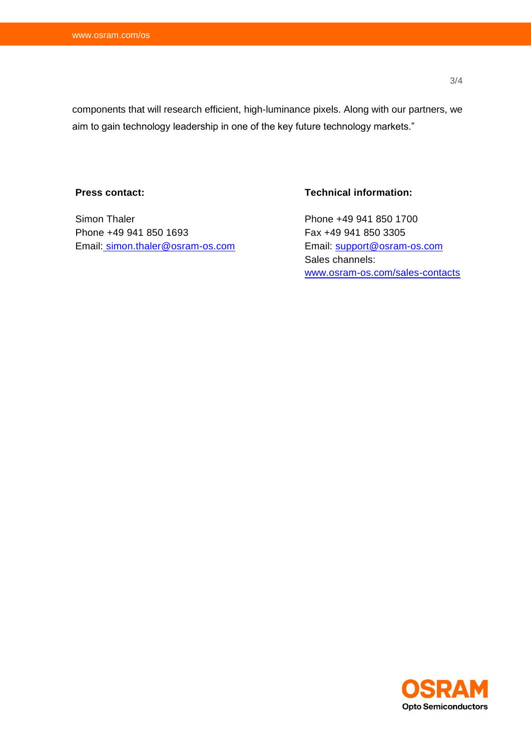components that will research efficient, high-luminance pixels. Along with our partners, we aim to gain technology leadership in one of the key future technology markets."

**Press contact:**

Simon Thaler
Phone +49 941 850 1693
Email: simon.thaler@osram-os.com

**Technical information:**

Phone +49 941 850 1700
Fax +49 941 850 3305
Email: support@osram-os.com
Sales channels:
www.osram-os.com/sales-contacts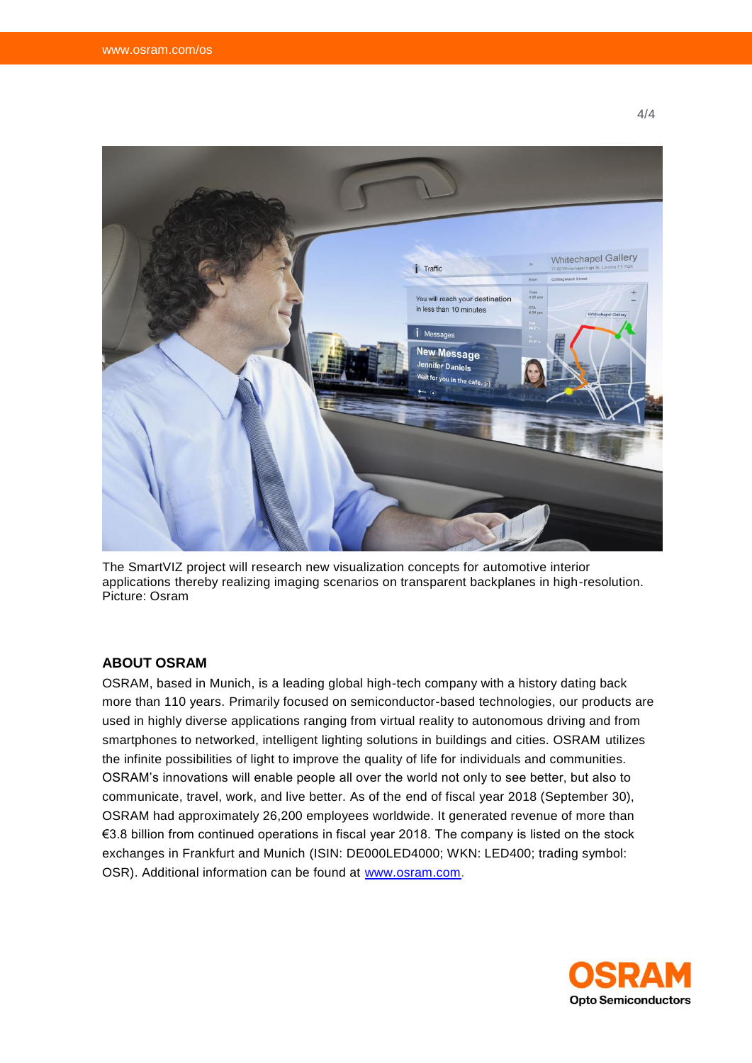The SmartVIZ project will research new visualization concepts for automotive interior applications thereby realizing imaging scenarios on transparent backplanes in high-resolution. Picture: Osram

## ABOUT OSRAM

OSRAM, based in Munich, is a leading global high-tech company with a history dating back more than 110 years. Primarily focused on semiconductor-based technologies, our products are used in highly diverse applications ranging from virtual reality to autonomous driving and from smartphones to networked, intelligent lighting solutions in buildings and cities. OSRAM utilizes the infinite possibilities of light to improve the quality of life for individuals and communities. OSRAM's innovations will enable people all over the world not only to see better, but also to communicate, travel, work, and live better. As of the end of fiscal year 2018 (September 30), OSRAM had approximately 26,200 employees worldwide. It generated revenue of more than €3.8 billion from continued operations in fiscal year 2018. The company is listed on the stock exchanges in Frankfurt and Munich (ISIN: DE000LED4000; WKN: LED400; trading symbol: OSR). Additional information can be found at www.osram.com.

OSRAM
Opto Semiconductors